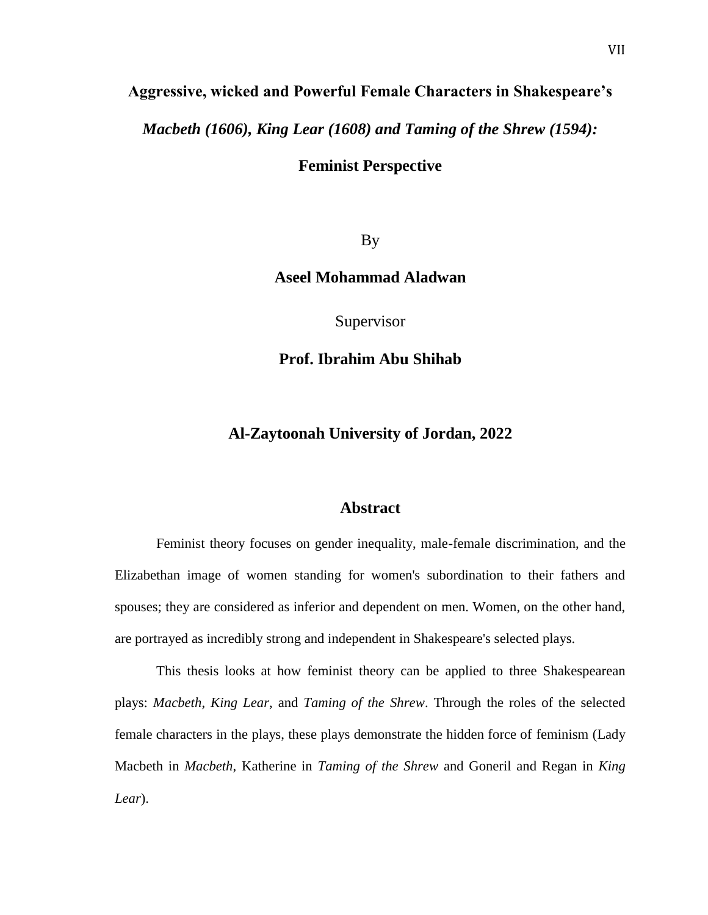# Aggressive, wicked and Powerful Female Characters in Shakespeare's *Macbeth (1606), King Lear (1608) and Taming of the Shrew (1594):* Feminist Perspective

By

**Aseel Mohammad Aladwan**

Supervisor

**Prof. Ibrahim Abu Shihab**

**Al-Zaytoonah University of Jordan, 2022**

## Abstract

Feminist theory focuses on gender inequality, male-female discrimination, and the Elizabethan image of women standing for women's subordination to their fathers and spouses; they are considered as inferior and dependent on men. Women, on the other hand, are portrayed as incredibly strong and independent in Shakespeare's selected plays.

This thesis looks at how feminist theory can be applied to three Shakespearean plays: *Macbeth*, *King Lear*, and *Taming of the Shrew*. Through the roles of the selected female characters in the plays, these plays demonstrate the hidden force of feminism (Lady Macbeth in *Macbeth*, Katherine in *Taming of the Shrew* and Goneril and Regan in *King Lear*).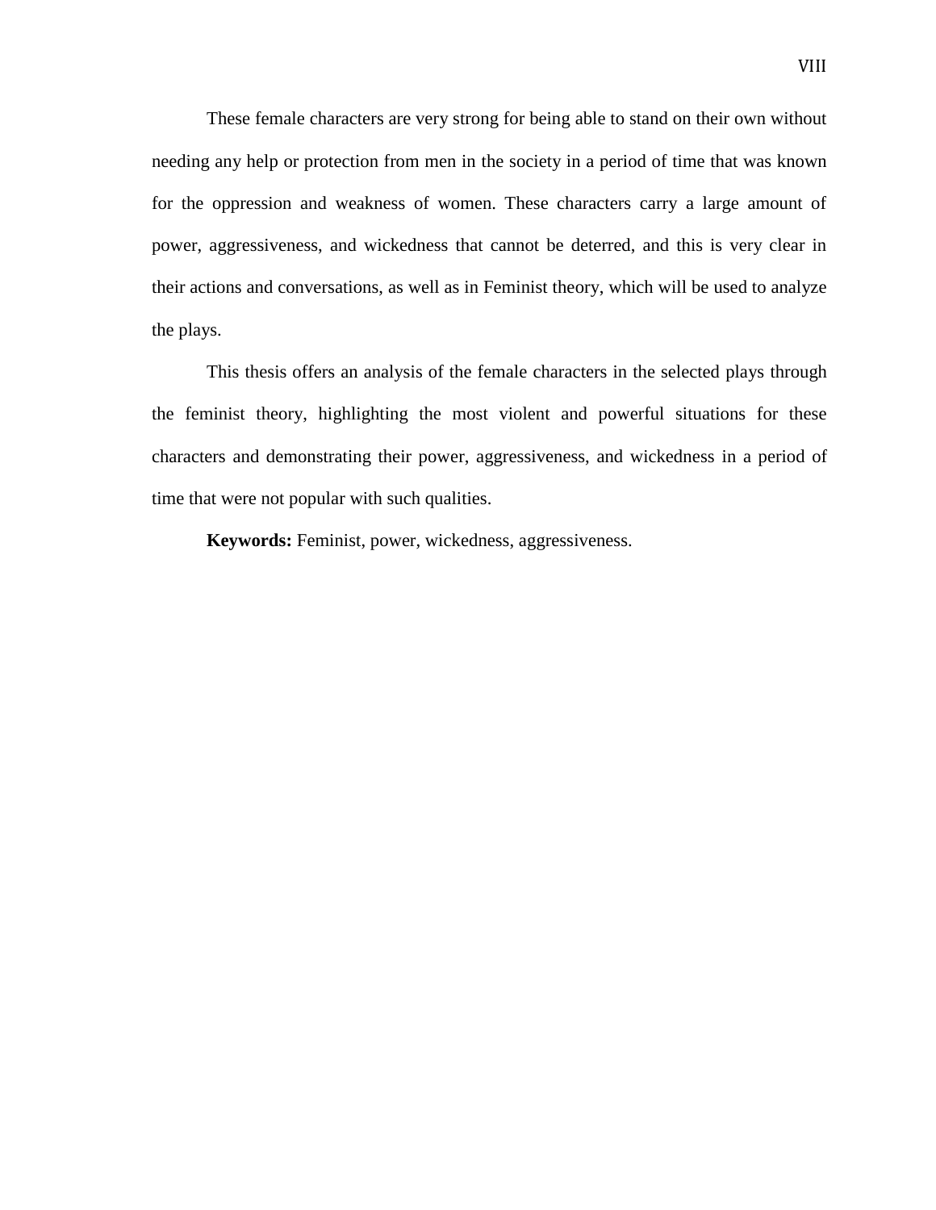These female characters are very strong for being able to stand on their own without needing any help or protection from men in the society in a period of time that was known for the oppression and weakness of women. These characters carry a large amount of power, aggressiveness, and wickedness that cannot be deterred, and this is very clear in their actions and conversations, as well as in Feminist theory, which will be used to analyze the plays.

This thesis offers an analysis of the female characters in the selected plays through the feminist theory, highlighting the most violent and powerful situations for these characters and demonstrating their power, aggressiveness, and wickedness in a period of time that were not popular with such qualities.

**Keywords:** Feminist, power, wickedness, aggressiveness.